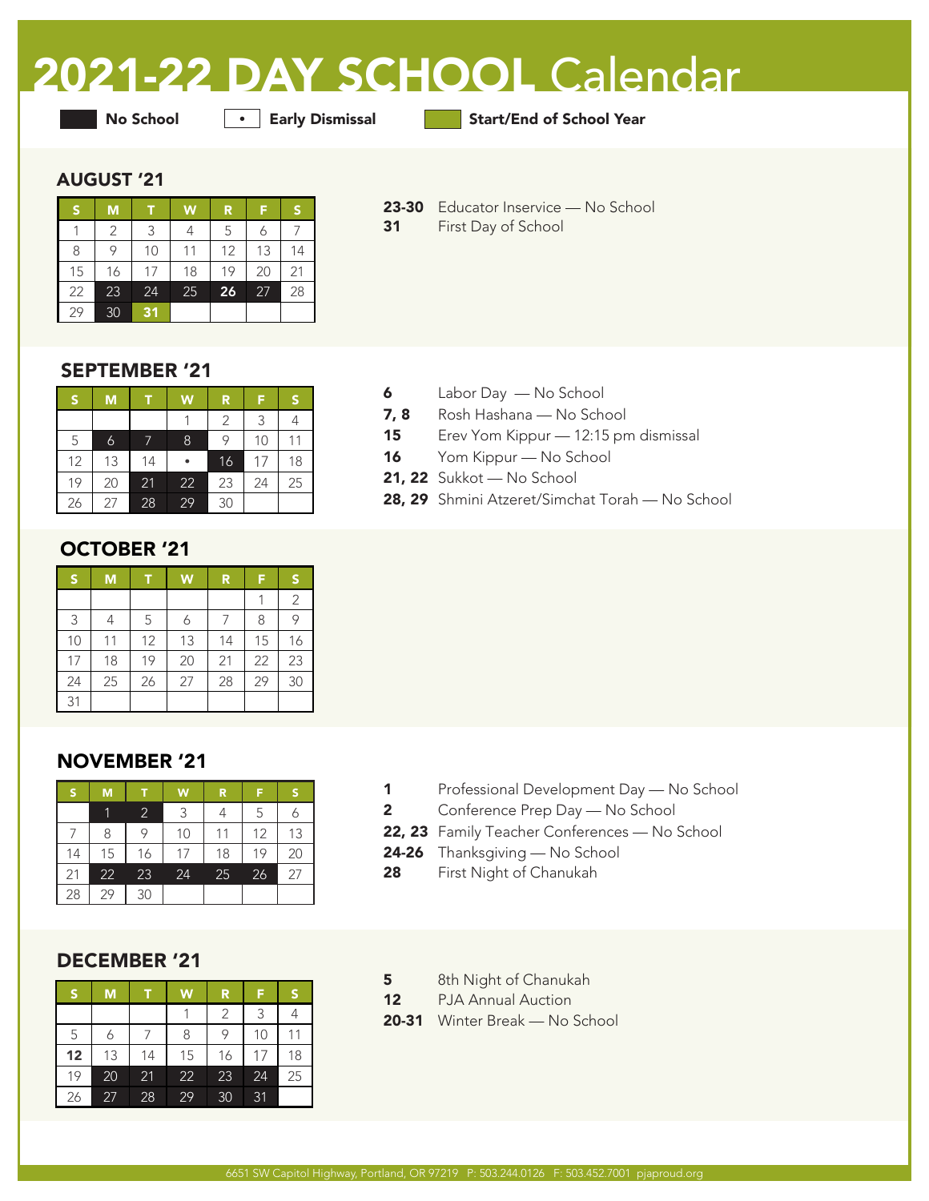# 2021-22 DAY SCHOOL Calendar

**No School** | • **Early Dismissal** | **Start/End of School Year**

## AUGUST '21

| S | M | T | W | R | F | S |
|---|---|---|---|---|---|---|
| 1 | 2 | 3 | 4 | 5 | 6 | 7 |
| 8 | 9 | 10 | 11 | 12 | 13 | 14 |
| 15 | 16 | 17 | 18 | 19 | 20 | 21 |
| 22 | 23 | 24 | 25 | **26** | 27 | 28 |
| 29 | 30 | **31** | | | | |

**23-30** Educator Inservice — No School
**31** First Day of School

## SEPTEMBER '21

| S | M | T | W | R | F | S |
|---|---|---|---|---|---|---|
| | | | 1 | 2 | 3 | 4 |
| 5 | 6 | 7 | 8 | 9 | 10 | 11 |
| 12 | 13 | 14 | • | 16 | 17 | 18 |
| 19 | 20 | 21 | 22 | 23 | 24 | 25 |
| 26 | 27 | 28 | 29 | 30 | | |

**6** Labor Day — No School
**7, 8** Rosh Hashana — No School
**15** Erev Yom Kippur — 12:15 pm dismissal
**16** Yom Kippur — No School
**21, 22** Sukkot — No School
**28, 29** Shmini Atzeret/Simchat Torah — No School

## OCTOBER '21

| S | M | T | W | R | F | S |
|---|---|---|---|---|---|---|
| | | | | | 1 | 2 |
| 3 | 4 | 5 | 6 | 7 | 8 | 9 |
| 10 | 11 | 12 | 13 | 14 | 15 | 16 |
| 17 | 18 | 19 | 20 | 21 | 22 | 23 |
| 24 | 25 | 26 | 27 | 28 | 29 | 30 |
| 31 | | | | | | |

## NOVEMBER '21

| S | M | T | W | R | F | S |
|---|---|---|---|---|---|---|
| | 1 | 2 | 3 | 4 | 5 | 6 |
| 7 | 8 | 9 | 10 | 11 | 12 | 13 |
| 14 | 15 | 16 | 17 | 18 | 19 | 20 |
| 21 | 22 | 23 | 24 | 25 | 26 | 27 |
| 28 | 29 | 30 | | | | |

**1** Professional Development Day — No School
**2** Conference Prep Day — No School
**22, 23** Family Teacher Conferences — No School
**24-26** Thanksgiving — No School
**28** First Night of Chanukah

## DECEMBER '21

| S | M | T | W | R | F | S |
|---|---|---|---|---|---|---|
| | | | 1 | 2 | 3 | 4 |
| 5 | 6 | 7 | 8 | 9 | 10 | 11 |
| **12** | 13 | 14 | 15 | 16 | 17 | 18 |
| 19 | 20 | 21 | 22 | 23 | 24 | 25 |
| 26 | 27 | 28 | 29 | 30 | 31 | |

**5** 8th Night of Chanukah
**12** PJA Annual Auction
**20-31** Winter Break — No School

6651 SW Capitol Highway, Portland, OR 97219 P: 503.244.0126 F: 503.452.7001 pjaproud.org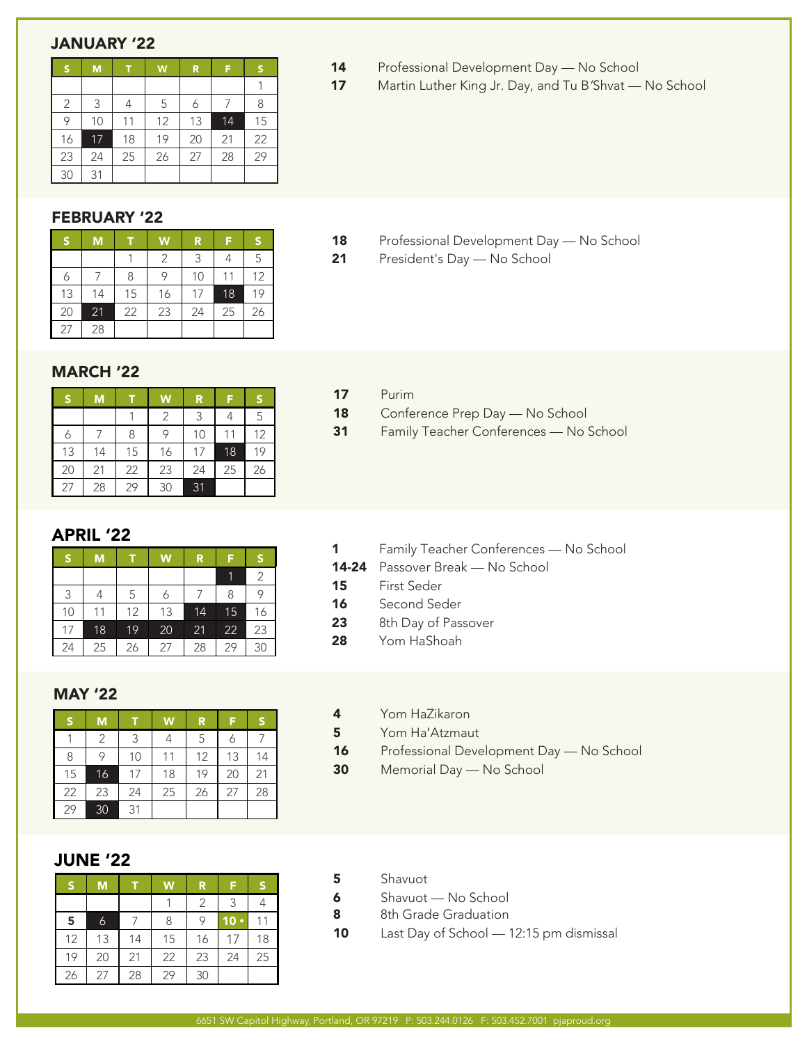## JANUARY '22

| S | M | T | W | R | F | S |
|---|---|---|---|---|---|---|
| | | | | | | 1 |
| 2 | 3 | 4 | 5 | 6 | 7 | 8 |
| 9 | 10 | 11 | 12 | 13 | 14 | 15 |
| 16 | 17 | 18 | 19 | 20 | 21 | 22 |
| 23 | 24 | 25 | 26 | 27 | 28 | 29 |
| 30 | 31 | | | | | |

**14** Professional Development Day — No School
**17** Martin Luther King Jr. Day, and Tu B'Shvat — No School

## FEBRUARY '22

| S | M | T | W | R | F | S |
|---|---|---|---|---|---|---|
| | | 1 | 2 | 3 | 4 | 5 |
| 6 | 7 | 8 | 9 | 10 | 11 | 12 |
| 13 | 14 | 15 | 16 | 17 | 18 | 19 |
| 20 | 21 | 22 | 23 | 24 | 25 | 26 |
| 27 | 28 | | | | | |

**18** Professional Development Day — No School
**21** President's Day — No School

## MARCH '22

| S | M | T | W | R | F | S |
|---|---|---|---|---|---|---|
| | | 1 | 2 | 3 | 4 | 5 |
| 6 | 7 | 8 | 9 | 10 | 11 | 12 |
| 13 | 14 | 15 | 16 | 17 | 18 | 19 |
| 20 | 21 | 22 | 23 | 24 | 25 | 26 |
| 27 | 28 | 29 | 30 | 31 | | |

**17** Purim
**18** Conference Prep Day — No School
**31** Family Teacher Conferences — No School

## APRIL '22

| S | M | T | W | R | F | S |
|---|---|---|---|---|---|---|
| | | | | | 1 | 2 |
| 3 | 4 | 5 | 6 | 7 | 8 | 9 |
| 10 | 11 | 12 | 13 | 14 | 15 | 16 |
| 17 | 18 | 19 | 20 | 21 | 22 | 23 |
| 24 | 25 | 26 | 27 | 28 | 29 | 30 |

**1** Family Teacher Conferences — No School
**14-24** Passover Break — No School
**15** First Seder
**16** Second Seder
**23** 8th Day of Passover
**28** Yom HaShoah

## MAY '22

| S | M | T | W | R | F | S |
|---|---|---|---|---|---|---|
| 1 | 2 | 3 | 4 | 5 | 6 | 7 |
| 8 | 9 | 10 | 11 | 12 | 13 | 14 |
| 15 | 16 | 17 | 18 | 19 | 20 | 21 |
| 22 | 23 | 24 | 25 | 26 | 27 | 28 |
| 29 | 30 | 31 | | | | |

**4** Yom HaZikaron
**5** Yom Ha'Atzmaut
**16** Professional Development Day — No School
**30** Memorial Day — No School

## JUNE '22

| S | M | T | W | R | F | S |
|---|---|---|---|---|---|---|
| | | | 1 | 2 | 3 | 4 |
| **5** | 6 | 7 | 8 | 9 | **10 •** | 11 |
| 12 | 13 | 14 | 15 | 16 | 17 | 18 |
| 19 | 20 | 21 | 22 | 23 | 24 | 25 |
| 26 | 27 | 28 | 29 | 30 | | |

**5** Shavuot
**6** Shavuot — No School
**8** 8th Grade Graduation
**10** Last Day of School — 12:15 pm dismissal

6651 SW Capitol Highway, Portland, OR 97219 P: 503.244.0126 F: 503.452.7001 pjaproud.org